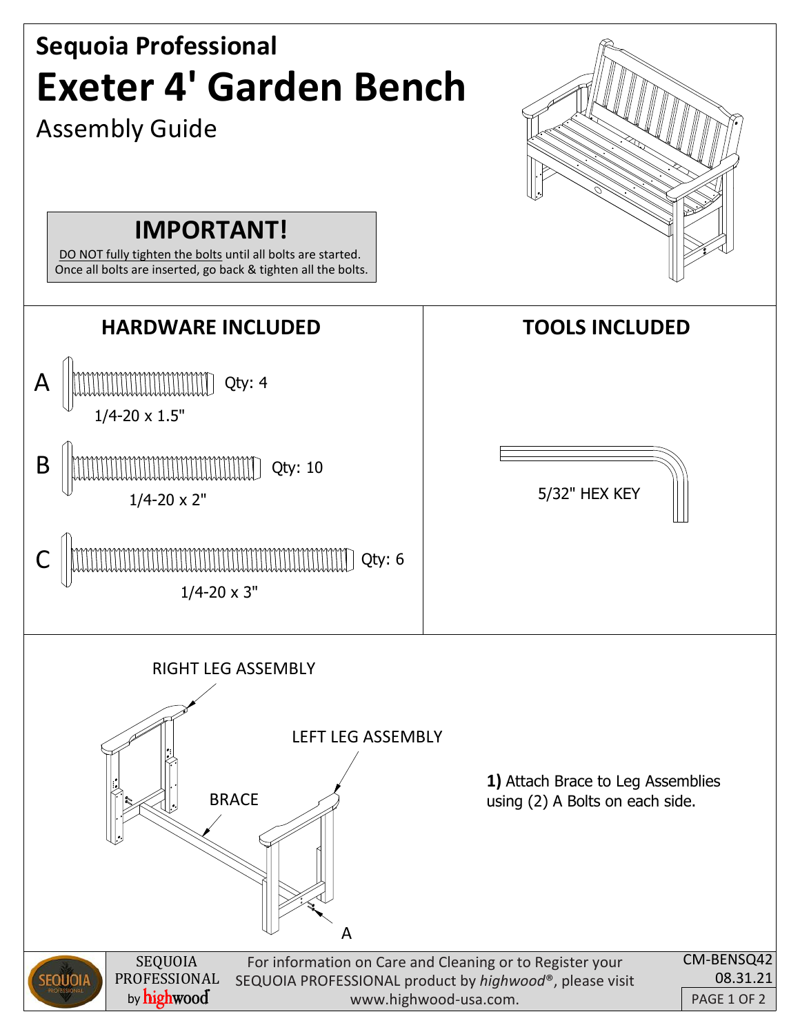**Sequoia Professional**

# Exeter 4' Garden Bench

Assembly Guide

## IMPORTANT!

DO NOT fully tighten the bolts until all bolts are started. Once all bolts are inserted, go back & tighten all the bolts.

## HARDWARE INCLUDED

- **A** — 1/4-20 x 1.5" — Qty: 4
- **B** — 1/4-20 x 2" — Qty: 10
- **C** — 1/4-20 x 3" — Qty: 6

## TOOLS INCLUDED

- 5/32" HEX KEY

RIGHT LEG ASSEMBLY

LEFT LEG ASSEMBLY

BRACE

A

**1)** Attach Brace to Leg Assemblies using (2) A Bolts on each side.

SEQUOIA PROFESSIONAL by highwood

For information on Care and Cleaning or to Register your SEQUOIA PROFESSIONAL product by *highwood*®, please visit www.highwood-usa.com.

CM-BENSQ42
08.31.21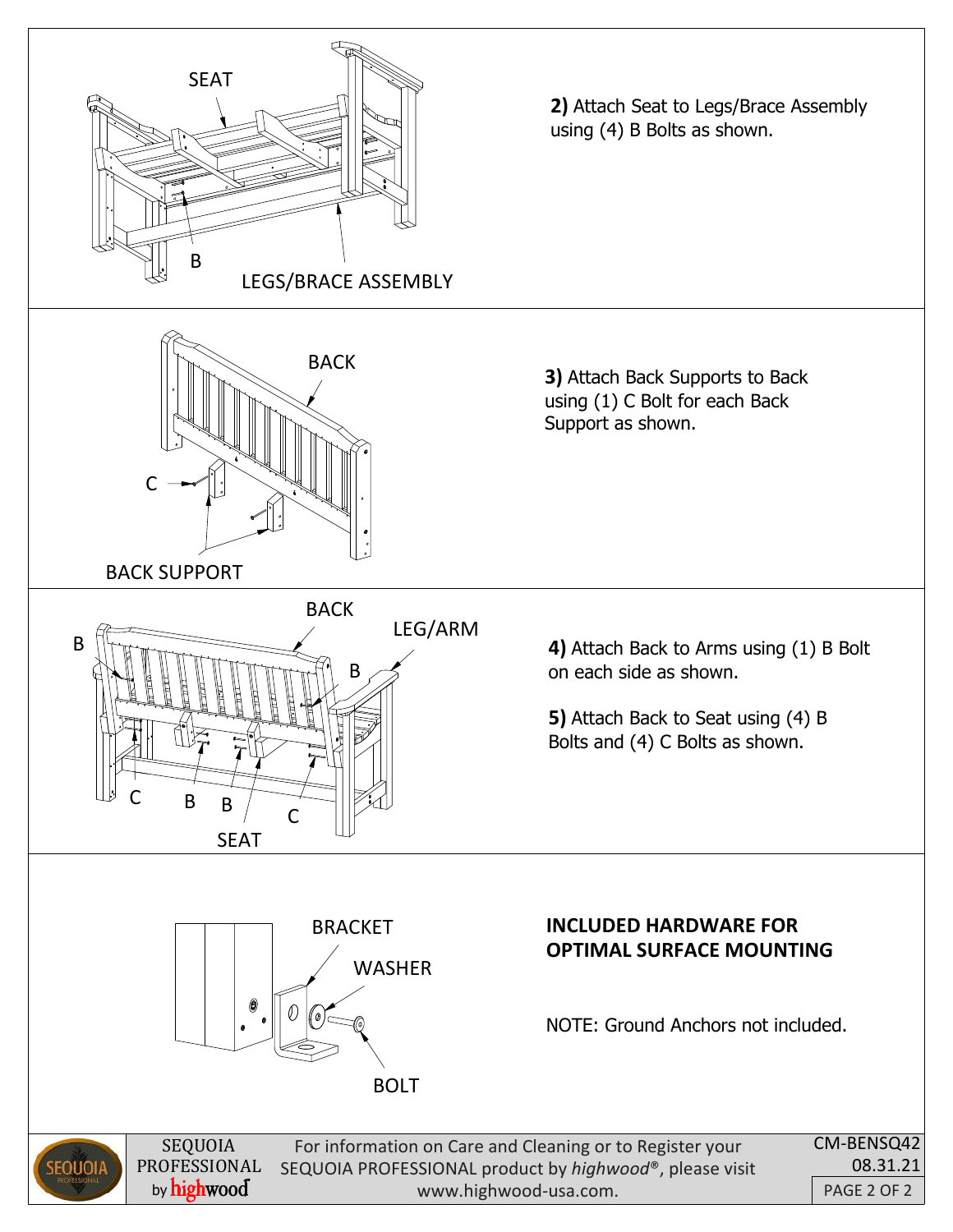SEAT

B

LEGS/BRACE ASSEMBLY

**2)** Attach Seat to Legs/Brace Assembly using (4) B Bolts as shown.

BACK

C

BACK SUPPORT

**3)** Attach Back Supports to Back using (1) C Bolt for each Back Support as shown.

BACK

LEG/ARM

B

B

C

B

B

C

SEAT

**4)** Attach Back to Arms using (1) B Bolt on each side as shown.

**5)** Attach Back to Seat using (4) B Bolts and (4) C Bolts as shown.

BRACKET

WASHER

BOLT

**INCLUDED HARDWARE FOR OPTIMAL SURFACE MOUNTING**

NOTE: Ground Anchors not included.

SEQUOIA PROFESSIONAL by highwood

For information on Care and Cleaning or to Register your SEQUOIA PROFESSIONAL product by *highwood*®, please visit www.highwood-usa.com.

CM-BENSQ42
08.31.21